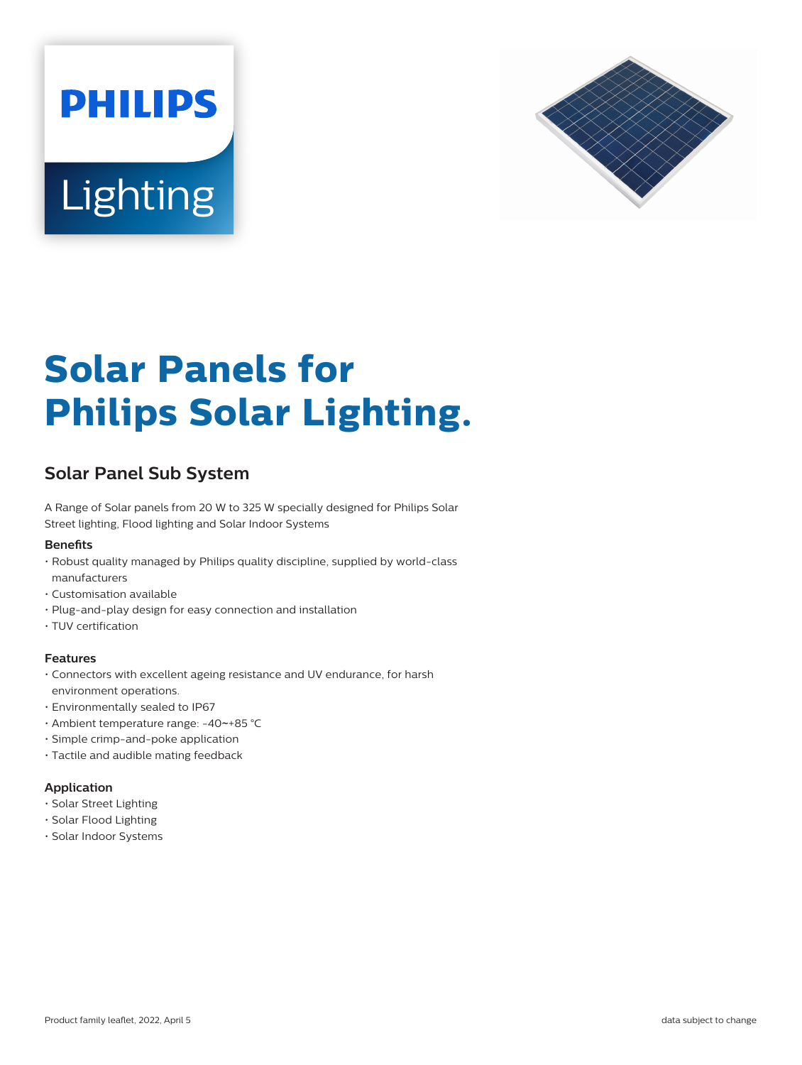PHILIPS

Lighting

# Solar Panels for Philips Solar Lighting.

## Solar Panel Sub System

A Range of Solar panels from 20 W to 325 W specially designed for Philips Solar Street lighting, Flood lighting and Solar Indoor Systems

### Benefits

- Robust quality managed by Philips quality discipline, supplied by world-class manufacturers
- Customisation available
- Plug-and-play design for easy connection and installation
- TUV certification

### Features

- Connectors with excellent ageing resistance and UV endurance, for harsh environment operations.
- Environmentally sealed to IP67
- Ambient temperature range: -40~+85 °C
- Simple crimp-and-poke application
- Tactile and audible mating feedback

### Application

- Solar Street Lighting
- Solar Flood Lighting
- Solar Indoor Systems

Product family leaflet, 2022, April 5

data subject to change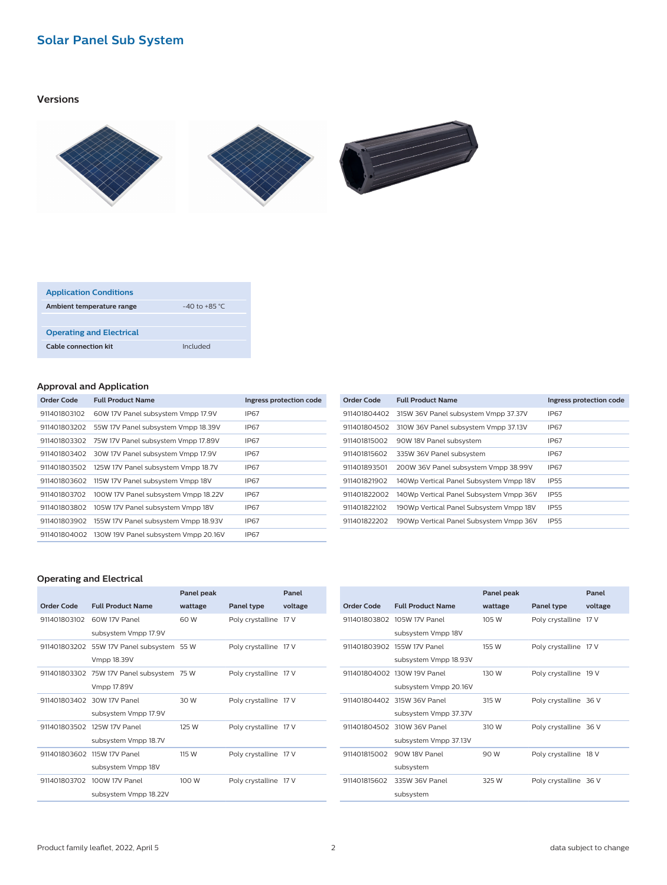## Solar Panel Sub System

### Versions

| Application Conditions | |
| --- | --- |
| **Ambient temperature range** | -40 to +85 °C |

| Operating and Electrical | |
| --- | --- |
| **Cable connection kit** | Included |

### Approval and Application

| Order Code | Full Product Name | Ingress protection code |
| --- | --- | --- |
| 911401803102 | 60W 17V Panel subsystem Vmpp 17.9V | IP67 |
| 911401803202 | 55W 17V Panel subsystem Vmpp 18.39V | IP67 |
| 911401803302 | 75W 17V Panel subsystem Vmpp 17.89V | IP67 |
| 911401803402 | 30W 17V Panel subsystem Vmpp 17.9V | IP67 |
| 911401803502 | 125W 17V Panel subsystem Vmpp 18.7V | IP67 |
| 911401803602 | 115W 17V Panel subsystem Vmpp 18V | IP67 |
| 911401803702 | 100W 17V Panel subsystem Vmpp 18.22V | IP67 |
| 911401803802 | 105W 17V Panel subsystem Vmpp 18V | IP67 |
| 911401803902 | 155W 17V Panel subsystem Vmpp 18.93V | IP67 |
| 911401804002 | 130W 19V Panel subsystem Vmpp 20.16V | IP67 |
| 911401804402 | 315W 36V Panel subsystem Vmpp 37.37V | IP67 |
| 911401804502 | 310W 36V Panel subsystem Vmpp 37.13V | IP67 |
| 911401815002 | 90W 18V Panel subsystem | IP67 |
| 911401815602 | 335W 36V Panel subsystem | IP67 |
| 911401893501 | 200W 36V Panel subsystem Vmpp 38.99V | IP67 |
| 911401821902 | 140Wp Vertical Panel Subsystem Vmpp 18V | IP55 |
| 911401822002 | 140Wp Vertical Panel Subsystem Vmpp 36V | IP55 |
| 911401822102 | 190Wp Vertical Panel Subsystem Vmpp 18V | IP55 |
| 911401822202 | 190Wp Vertical Panel Subsystem Vmpp 36V | IP55 |

### Operating and Electrical

| Order Code | Full Product Name | Panel peak wattage | Panel type | Panel voltage |
| --- | --- | --- | --- | --- |
| 911401803102 | 60W 17V Panel subsystem Vmpp 17.9V | 60 W | Poly crystalline | 17 V |
| 911401803202 | 55W 17V Panel subsystem Vmpp 18.39V | 55 W | Poly crystalline | 17 V |
| 911401803302 | 75W 17V Panel subsystem Vmpp 17.89V | 75 W | Poly crystalline | 17 V |
| 911401803402 | 30W 17V Panel subsystem Vmpp 17.9V | 30 W | Poly crystalline | 17 V |
| 911401803502 | 125W 17V Panel subsystem Vmpp 18.7V | 125 W | Poly crystalline | 17 V |
| 911401803602 | 115W 17V Panel subsystem Vmpp 18V | 115 W | Poly crystalline | 17 V |
| 911401803702 | 100W 17V Panel subsystem Vmpp 18.22V | 100 W | Poly crystalline | 17 V |
| 911401803802 | 105W 17V Panel subsystem Vmpp 18V | 105 W | Poly crystalline | 17 V |
| 911401803902 | 155W 17V Panel subsystem Vmpp 18.93V | 155 W | Poly crystalline | 17 V |
| 911401804002 | 130W 19V Panel subsystem Vmpp 20.16V | 130 W | Poly crystalline | 19 V |
| 911401804402 | 315W 36V Panel subsystem Vmpp 37.37V | 315 W | Poly crystalline | 36 V |
| 911401804502 | 310W 36V Panel subsystem Vmpp 37.13V | 310 W | Poly crystalline | 36 V |
| 911401815002 | 90W 18V Panel subsystem | 90 W | Poly crystalline | 18 V |
| 911401815602 | 335W 36V Panel subsystem | 325 W | Poly crystalline | 36 V |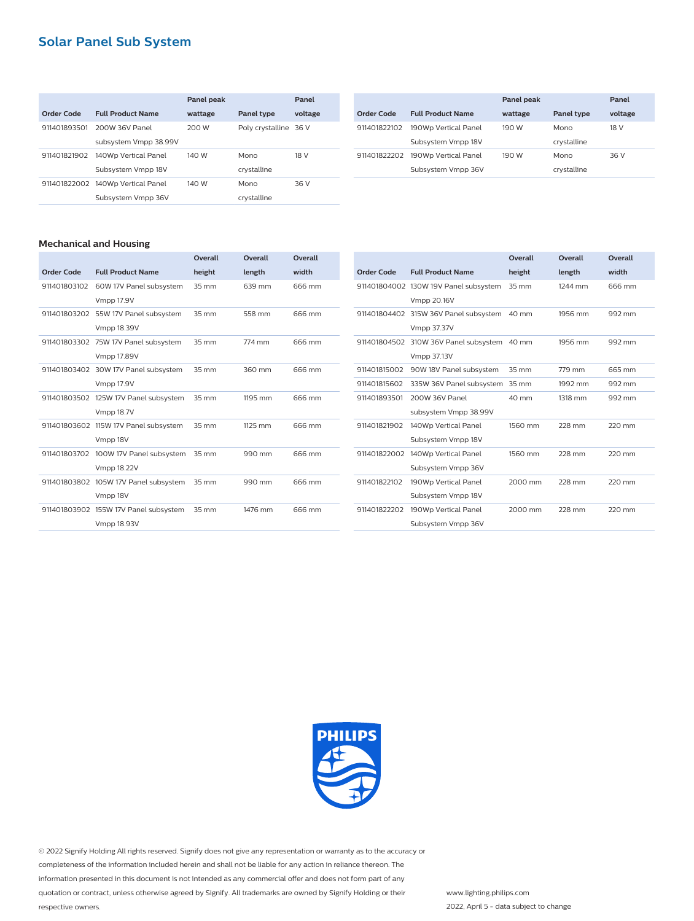## Solar Panel Sub System

| Order Code | Full Product Name | Panel peak wattage | Panel type | Panel voltage |
|---|---|---|---|---|
| 911401893501 | 200W 36V Panel subsystem Vmpp 38.99V | 200 W | Poly crystalline | 36 V |
| 911401821902 | 140Wp Vertical Panel Subsystem Vmpp 18V | 140 W | Mono crystalline | 18 V |
| 911401822002 | 140Wp Vertical Panel Subsystem Vmpp 36V | 140 W | Mono crystalline | 36 V |
| 911401822102 | 190Wp Vertical Panel Subsystem Vmpp 18V | 190 W | Mono crystalline | 18 V |
| 911401822202 | 190Wp Vertical Panel Subsystem Vmpp 36V | 190 W | Mono crystalline | 36 V |

## Mechanical and Housing

| Order Code | Full Product Name | Overall height | Overall length | Overall width |
|---|---|---|---|---|
| 911401803102 | 60W 17V Panel subsystem Vmpp 17.9V | 35 mm | 639 mm | 666 mm |
| 911401803202 | 55W 17V Panel subsystem Vmpp 18.39V | 35 mm | 558 mm | 666 mm |
| 911401803302 | 75W 17V Panel subsystem Vmpp 17.89V | 35 mm | 774 mm | 666 mm |
| 911401803402 | 30W 17V Panel subsystem Vmpp 17.9V | 35 mm | 360 mm | 666 mm |
| 911401803502 | 125W 17V Panel subsystem Vmpp 18.7V | 35 mm | 1195 mm | 666 mm |
| 911401803602 | 115W 17V Panel subsystem Vmpp 18V | 35 mm | 1125 mm | 666 mm |
| 911401803702 | 100W 17V Panel subsystem Vmpp 18.22V | 35 mm | 990 mm | 666 mm |
| 911401803802 | 105W 17V Panel subsystem Vmpp 18V | 35 mm | 990 mm | 666 mm |
| 911401803902 | 155W 17V Panel subsystem Vmpp 18.93V | 35 mm | 1476 mm | 666 mm |
| 911401804002 | 130W 19V Panel subsystem Vmpp 20.16V | 35 mm | 1244 mm | 666 mm |
| 911401804402 | 315W 36V Panel subsystem Vmpp 37.37V | 40 mm | 1956 mm | 992 mm |
| 911401804502 | 310W 36V Panel subsystem Vmpp 37.13V | 40 mm | 1956 mm | 992 mm |
| 911401815002 | 90W 18V Panel subsystem | 35 mm | 779 mm | 665 mm |
| 911401815602 | 335W 36V Panel subsystem | 35 mm | 1992 mm | 992 mm |
| 911401893501 | 200W 36V Panel subsystem Vmpp 38.99V | 40 mm | 1318 mm | 992 mm |
| 911401821902 | 140Wp Vertical Panel Subsystem Vmpp 18V | 1560 mm | 228 mm | 220 mm |
| 911401822002 | 140Wp Vertical Panel Subsystem Vmpp 36V | 1560 mm | 228 mm | 220 mm |
| 911401822102 | 190Wp Vertical Panel Subsystem Vmpp 18V | 2000 mm | 228 mm | 220 mm |
| 911401822202 | 190Wp Vertical Panel Subsystem Vmpp 36V | 2000 mm | 228 mm | 220 mm |

© 2022 Signify Holding All rights reserved. Signify does not give any representation or warranty as to the accuracy or completeness of the information included herein and shall not be liable for any action in reliance thereon. The information presented in this document is not intended as any commercial offer and does not form part of any quotation or contract, unless otherwise agreed by Signify. All trademarks are owned by Signify Holding or their respective owners.

www.lighting.philips.com

2022, April 5 - data subject to change